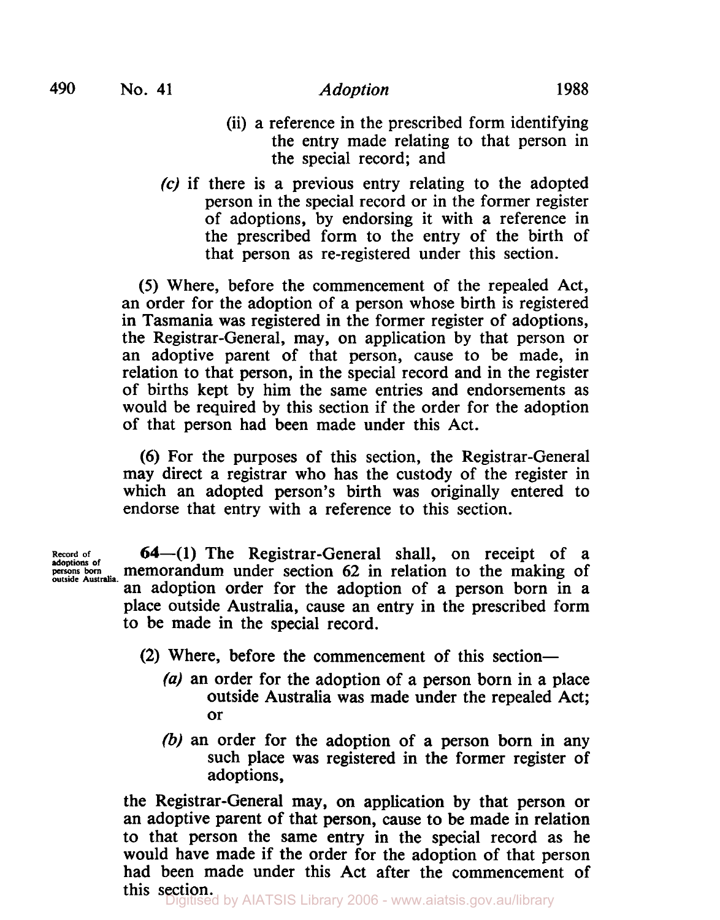(ii) a reference in the prescribed form identifying the entry made relating to that person in the special record; and

*(c)* if there is a previous entry relating to the adopted person in the special record or in the former register of adoptions, by endorsing it with a reference in the prescribed form to the entry of the birth of that person as re-registered under this section.

(5) Where, before the commencement of the repealed Act, an order for the adoption of a person whose birth is registered in Tasmania was registered in the former register of adoptions, the Registrar-General, may, on application by that person or an adoptive parent of that person, cause to be made, in relation to that person, in the special record and in the register of births kept by him the same entries and endorsements as would be required by this section if the order for the adoption of that person had been made under this Act.

(6) For the purposes of this section, the Registrar-General may direct a registrar who has the custody of the register in which an adopted person's birth was originally entered to endorse that entry with a reference to this section.

Record of adoptions of persons born outside Australia.

**64**—(1) The Registrar-General shall, on receipt of a memorandum under section 62 in relation to the making of an adoption order for the adoption of a person born in a place outside Australia, cause an entry in the prescribed form to be made in the special record.

(2) Where, before the commencement of this section—

*(a)* an order for the adoption of a person born in a place outside Australia was made under the repealed Act; or

*(b)* an order for the adoption of a person born in any such place was registered in the former register of adoptions,

the Registrar-General may, on application by that person or an adoptive parent of that person, cause to be made in relation to that person the same entry in the special record as he would have made if the order for the adoption of that person had been made under this Act after the commencement of this section.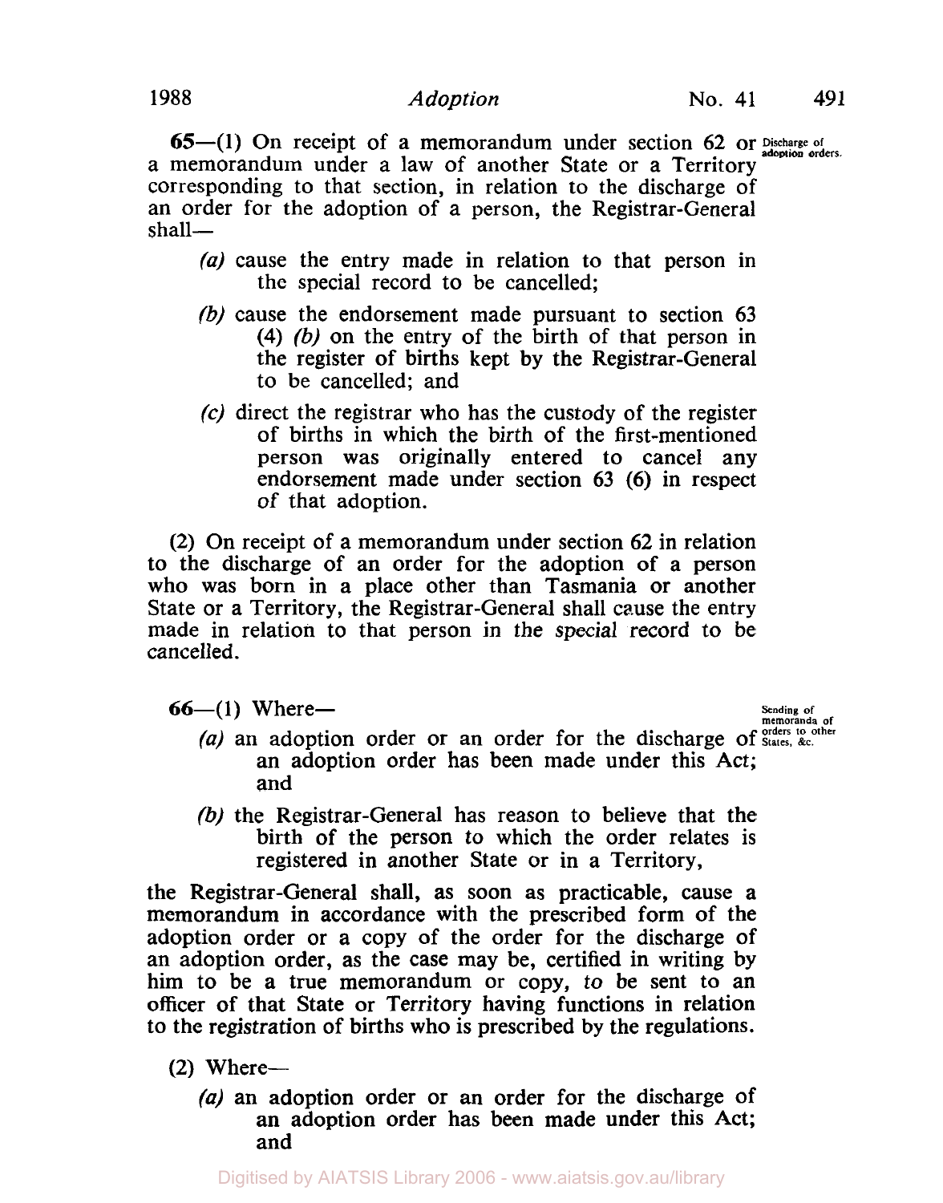**65**—(1) On receipt of a memorandum under section 62 or a memorandum under a law of another State or a Territory corresponding to that section, in relation to the discharge of an order for the adoption of a person, the Registrar-General shall—

Discharge of adoption orders.

*(a)* cause the entry made in relation to that person in the special record to be cancelled;

*(b)* cause the endorsement made pursuant to section 63 (4) *(b)* on the entry of the birth of that person in the register of births kept by the Registrar-General to be cancelled; and

*(c)* direct the registrar who has the custody of the register of births in which the birth of the first-mentioned person was originally entered to cancel any endorsement made under section 63 (6) in respect of that adoption.

(2) On receipt of a memorandum under section 62 in relation to the discharge of an order for the adoption of a person who was born in a place other than Tasmania or another State or a Territory, the Registrar-General shall cause the entry made in relation to that person in the special record to be cancelled.

**66**—(1) Where—

Sending of memoranda of orders to other States, &c.

*(a)* an adoption order or an order for the discharge of an adoption order has been made under this Act; and

*(b)* the Registrar-General has reason to believe that the birth of the person to which the order relates is registered in another State or in a Territory,

the Registrar-General shall, as soon as practicable, cause a memorandum in accordance with the prescribed form of the adoption order or a copy of the order for the discharge of an adoption order, as the case may be, certified in writing by him to be a true memorandum or copy, to be sent to an officer of that State or Territory having functions in relation to the registration of births who is prescribed by the regulations.

(2) Where—

*(a)* an adoption order or an order for the discharge of an adoption order has been made under this Act; and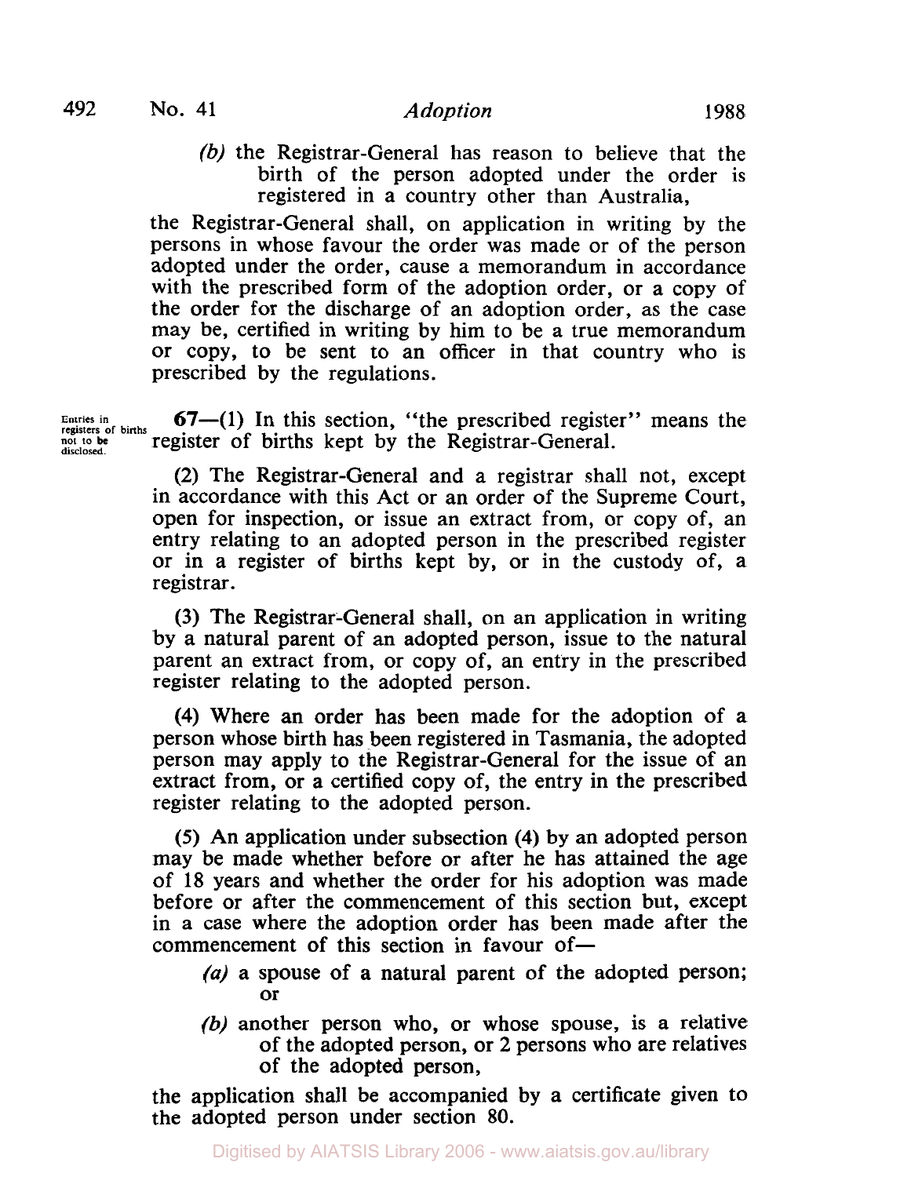*(b)* the Registrar-General has reason to believe that the birth of the person adopted under the order is registered in a country other than Australia,

the Registrar-General shall, on application in writing by the persons in whose favour the order was made or of the person adopted under the order, cause a memorandum in accordance with the prescribed form of the adoption order, or a copy of the order for the discharge of an adoption order, as the case may be, certified in writing by him to be a true memorandum or copy, to be sent to an officer in that country who is prescribed by the regulations.

Entries in registers of births not to be disclosed.

**67**—(1) In this section, "the prescribed register" means the register of births kept by the Registrar-General.

(2) The Registrar-General and a registrar shall not, except in accordance with this Act or an order of the Supreme Court, open for inspection, or issue an extract from, or copy of, an entry relating to an adopted person in the prescribed register or in a register of births kept by, or in the custody of, a registrar.

(3) The Registrar-General shall, on an application in writing by a natural parent of an adopted person, issue to the natural parent an extract from, or copy of, an entry in the prescribed register relating to the adopted person.

(4) Where an order has been made for the adoption of a person whose birth has been registered in Tasmania, the adopted person may apply to the Registrar-General for the issue of an extract from, or a certified copy of, the entry in the prescribed register relating to the adopted person.

(5) An application under subsection (4) by an adopted person may be made whether before or after he has attained the age of 18 years and whether the order for his adoption was made before or after the commencement of this section but, except in a case where the adoption order has been made after the commencement of this section in favour of—

*(a)* a spouse of a natural parent of the adopted person; or

*(b)* another person who, or whose spouse, is a relative of the adopted person, or 2 persons who are relatives of the adopted person,

the application shall be accompanied by a certificate given to the adopted person under section 80.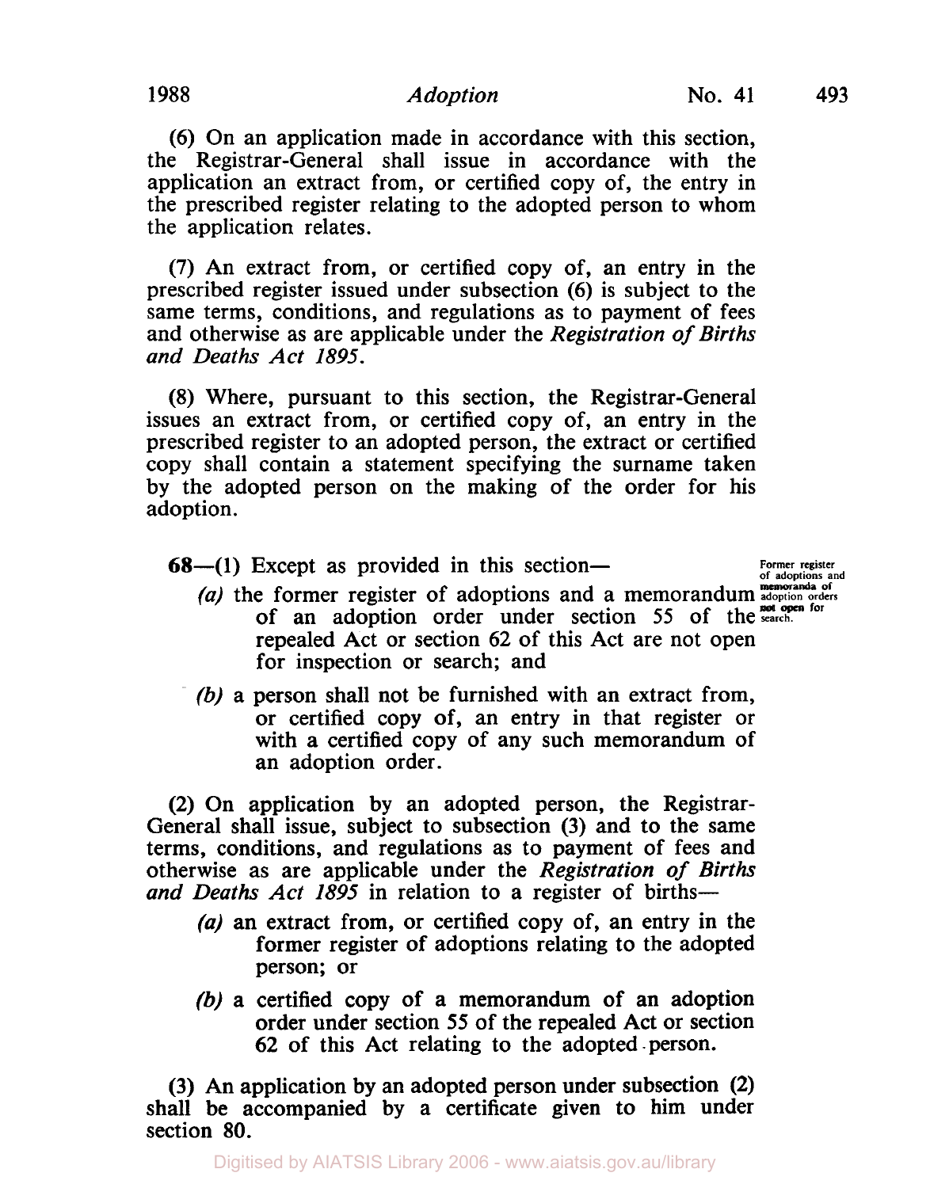(6) On an application made in accordance with this section, the Registrar-General shall issue in accordance with the application an extract from, or certified copy of, the entry in the prescribed register relating to the adopted person to whom the application relates.

(7) An extract from, or certified copy of, an entry in the prescribed register issued under subsection (6) is subject to the same terms, conditions, and regulations as to payment of fees and otherwise as are applicable under the *Registration of Births and Deaths Act 1895*.

(8) Where, pursuant to this section, the Registrar-General issues an extract from, or certified copy of, an entry in the prescribed register to an adopted person, the extract or certified copy shall contain a statement specifying the surname taken by the adopted person on the making of the order for his adoption.

**Former register of adoptions and memoranda of adoption orders not open for search.**

**68**—(1) Except as provided in this section—

*(a)* the former register of adoptions and a memorandum of an adoption order under section 55 of the repealed Act or section 62 of this Act are not open for inspection or search; and

*(b)* a person shall not be furnished with an extract from, or certified copy of, an entry in that register or with a certified copy of any such memorandum of an adoption order.

(2) On application by an adopted person, the Registrar-General shall issue, subject to subsection (3) and to the same terms, conditions, and regulations as to payment of fees and otherwise as are applicable under the *Registration of Births and Deaths Act 1895* in relation to a register of births—

*(a)* an extract from, or certified copy of, an entry in the former register of adoptions relating to the adopted person; or

*(b)* a certified copy of a memorandum of an adoption order under section 55 of the repealed Act or section 62 of this Act relating to the adopted person.

(3) An application by an adopted person under subsection (2) shall be accompanied by a certificate given to him under section 80.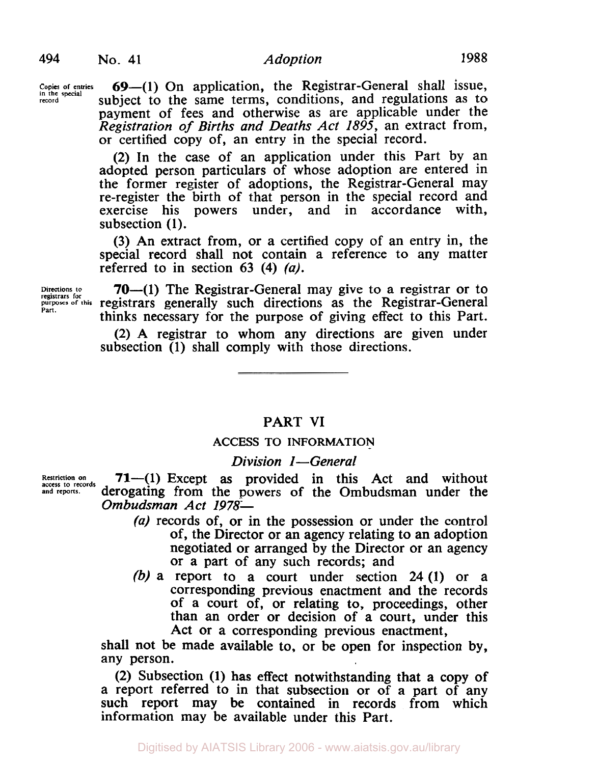Copies of entries in the special record

**69**—(1) On application, the Registrar-General shall issue, subject to the same terms, conditions, and regulations as to payment of fees and otherwise as are applicable under the *Registration of Births and Deaths Act 1895*, an extract from, or certified copy of, an entry in the special record.

(2) In the case of an application under this Part by an adopted person particulars of whose adoption are entered in the former register of adoptions, the Registrar-General may re-register the birth of that person in the special record and exercise his powers under, and in accordance with, subsection (1).

(3) An extract from, or a certified copy of an entry in, the special record shall not contain a reference to any matter referred to in section 63 (4) *(a)*.

Directions to registrars for purposes of this Part.

**70**—(1) The Registrar-General may give to a registrar or to registrars generally such directions as the Registrar-General thinks necessary for the purpose of giving effect to this Part.

(2) A registrar to whom any directions are given under subsection (1) shall comply with those directions.

## PART VI

### ACCESS TO INFORMATION

### *Division 1—General*

Restriction on access to records and reports.

**71**—(1) Except as provided in this Act and without derogating from the powers of the Ombudsman under the *Ombudsman Act 1978*—

*(a)* records of, or in the possession or under the control of, the Director or an agency relating to an adoption negotiated or arranged by the Director or an agency or a part of any such records; and

*(b)* a report to a court under section 24 (1) or a corresponding previous enactment and the records of a court of, or relating to, proceedings, other than an order or decision of a court, under this Act or a corresponding previous enactment,

shall not be made available to, or be open for inspection by, any person.

(2) Subsection (1) has effect notwithstanding that a copy of a report referred to in that subsection or of a part of any such report may be contained in records from which information may be available under this Part.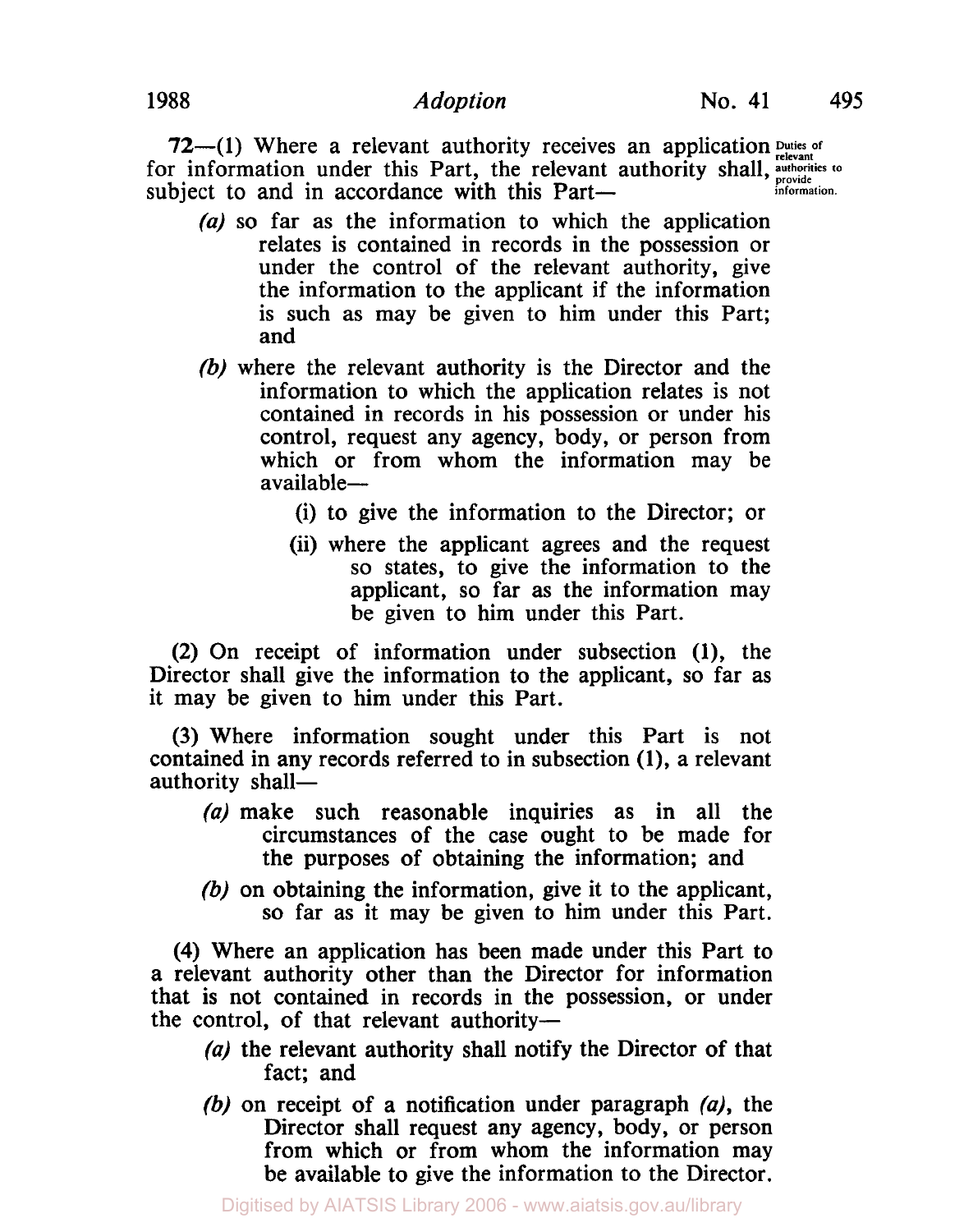**72**—(1) Where a relevant authority receives an application for information under this Part, the relevant authority shall, subject to and in accordance with this Part—

Duties of relevant authorities to provide information.

*(a)* so far as the information to which the application relates is contained in records in the possession or under the control of the relevant authority, give the information to the applicant if the information is such as may be given to him under this Part; and

*(b)* where the relevant authority is the Director and the information to which the application relates is not contained in records in his possession or under his control, request any agency, body, or person from which or from whom the information may be available—

(i) to give the information to the Director; or

(ii) where the applicant agrees and the request so states, to give the information to the applicant, so far as the information may be given to him under this Part.

(2) On receipt of information under subsection (1), the Director shall give the information to the applicant, so far as it may be given to him under this Part.

(3) Where information sought under this Part is not contained in any records referred to in subsection (1), a relevant authority shall—

*(a)* make such reasonable inquiries as in all the circumstances of the case ought to be made for the purposes of obtaining the information; and

*(b)* on obtaining the information, give it to the applicant, so far as it may be given to him under this Part.

(4) Where an application has been made under this Part to a relevant authority other than the Director for information that is not contained in records in the possession, or under the control, of that relevant authority—

*(a)* the relevant authority shall notify the Director of that fact; and

*(b)* on receipt of a notification under paragraph *(a)*, the Director shall request any agency, body, or person from which or from whom the information may be available to give the information to the Director.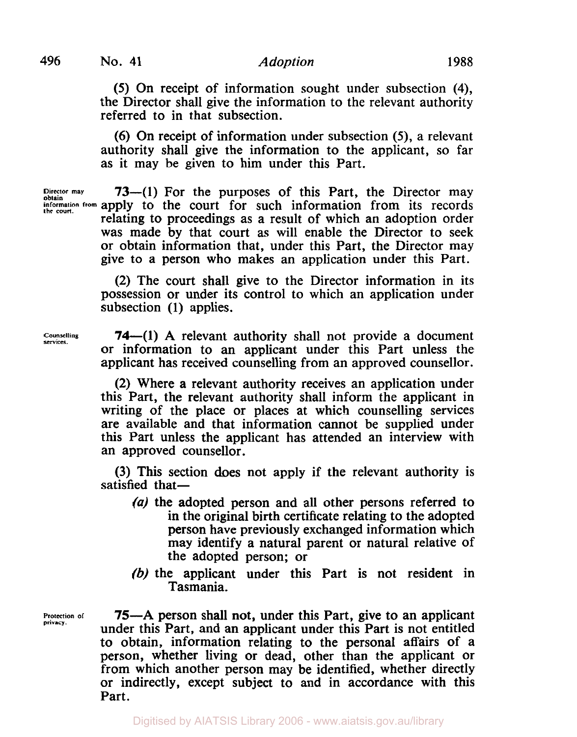(5) On receipt of information sought under subsection (4), the Director shall give the information to the relevant authority referred to in that subsection.

(6) On receipt of information under subsection (5), a relevant authority shall give the information to the applicant, so far as it may be given to him under this Part.

Director may obtain information from the court.

**73**—(1) For the purposes of this Part, the Director may apply to the court for such information from its records relating to proceedings as a result of which an adoption order was made by that court as will enable the Director to seek or obtain information that, under this Part, the Director may give to a person who makes an application under this Part.

(2) The court shall give to the Director information in its possession or under its control to which an application under subsection (1) applies.

Counselling services.

**74**—(1) A relevant authority shall not provide a document or information to an applicant under this Part unless the applicant has received counselling from an approved counsellor.

(2) Where a relevant authority receives an application under this Part, the relevant authority shall inform the applicant in writing of the place or places at which counselling services are available and that information cannot be supplied under this Part unless the applicant has attended an interview with an approved counsellor.

(3) This section does not apply if the relevant authority is satisfied that—

*(a)* the adopted person and all other persons referred to in the original birth certificate relating to the adopted person have previously exchanged information which may identify a natural parent or natural relative of the adopted person; or

*(b)* the applicant under this Part is not resident in Tasmania.

Protection of privacy.

**75**—A person shall not, under this Part, give to an applicant under this Part, and an applicant under this Part is not entitled to obtain, information relating to the personal affairs of a person, whether living or dead, other than the applicant or from which another person may be identified, whether directly or indirectly, except subject to and in accordance with this Part.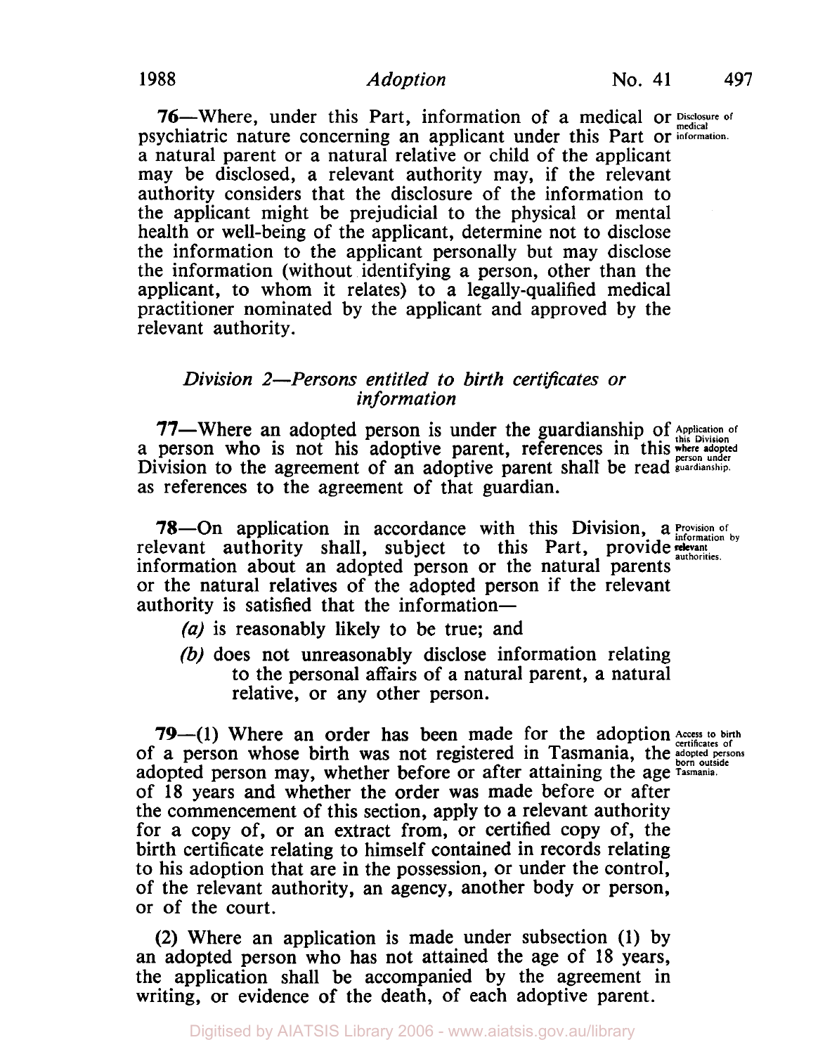**76**—Where, under this Part, information of a medical or psychiatric nature concerning an applicant under this Part or a natural parent or a natural relative or child of the applicant may be disclosed, a relevant authority may, if the relevant authority considers that the disclosure of the information to the applicant might be prejudicial to the physical or mental health or well-being of the applicant, determine not to disclose the information to the applicant personally but may disclose the information (without identifying a person, other than the applicant, to whom it relates) to a legally-qualified medical practitioner nominated by the applicant and approved by the relevant authority.

*Disclosure of medical information.*

### *Division 2—Persons entitled to birth certificates or information*

**77**—Where an adopted person is under the guardianship of a person who is not his adoptive parent, references in this Division to the agreement of an adoptive parent shall be read as references to the agreement of that guardian.

*Application of this Division where adopted person under guardianship.*

**78**—On application in accordance with this Division, a relevant authority shall, subject to this Part, provide information about an adopted person or the natural parents or the natural relatives of the adopted person if the relevant authority is satisfied that the information—

*Provision of information by relevant authorities.*

*(a)* is reasonably likely to be true; and

*(b)* does not unreasonably disclose information relating to the personal affairs of a natural parent, a natural relative, or any other person.

**79**—(1) Where an order has been made for the adoption of a person whose birth was not registered in Tasmania, the adopted person may, whether before or after attaining the age of 18 years and whether the order was made before or after the commencement of this section, apply to a relevant authority for a copy of, or an extract from, or certified copy of, the birth certificate relating to himself contained in records relating to his adoption that are in the possession, or under the control, of the relevant authority, an agency, another body or person, or of the court.

*Access to birth certificates of adopted persons born outside Tasmania.*

(2) Where an application is made under subsection (1) by an adopted person who has not attained the age of 18 years, the application shall be accompanied by the agreement in writing, or evidence of the death, of each adoptive parent.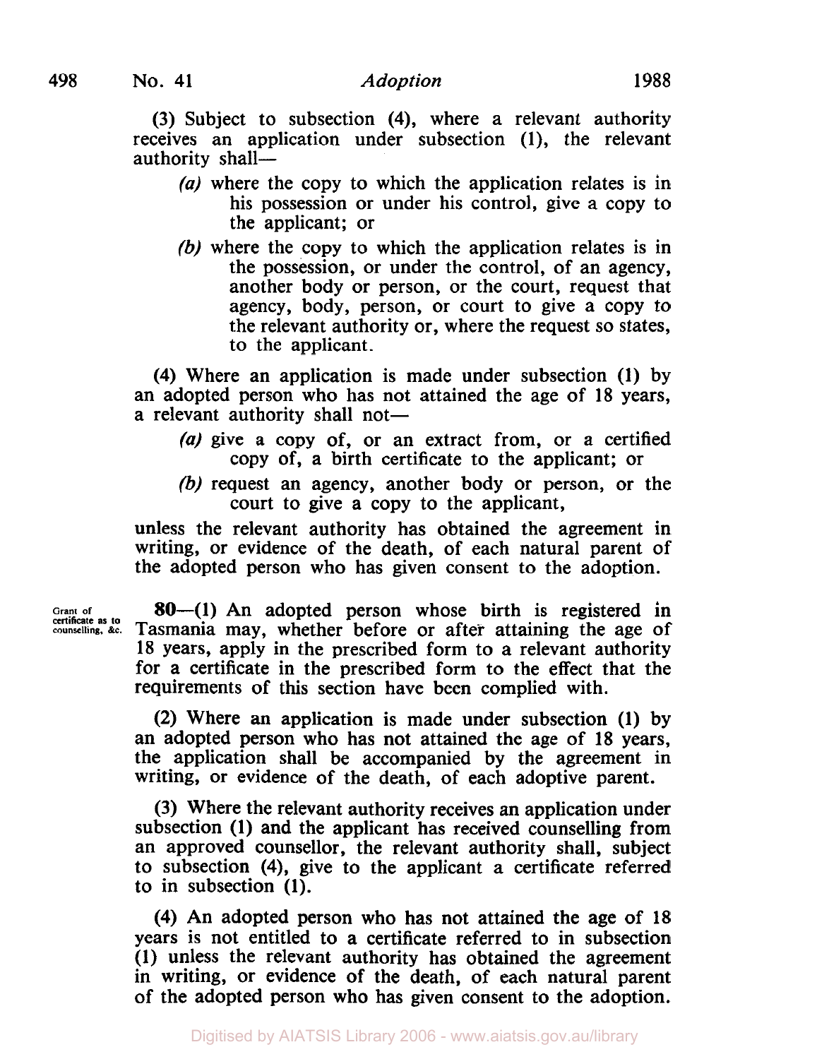(3) Subject to subsection (4), where a relevant authority receives an application under subsection (1), the relevant authority shall—

- *(a)* where the copy to which the application relates is in his possession or under his control, give a copy to the applicant; or
- *(b)* where the copy to which the application relates is in the possession, or under the control, of an agency, another body or person, or the court, request that agency, body, person, or court to give a copy to the relevant authority or, where the request so states, to the applicant.

(4) Where an application is made under subsection (1) by an adopted person who has not attained the age of 18 years, a relevant authority shall not—

- *(a)* give a copy of, or an extract from, or a certified copy of, a birth certificate to the applicant; or
- *(b)* request an agency, another body or person, or the court to give a copy to the applicant,

unless the relevant authority has obtained the agreement in writing, or evidence of the death, of each natural parent of the adopted person who has given consent to the adoption.

Grant of certificate as to counselling, &c.

**80**—(1) An adopted person whose birth is registered in Tasmania may, whether before or after attaining the age of 18 years, apply in the prescribed form to a relevant authority for a certificate in the prescribed form to the effect that the requirements of this section have been complied with.

(2) Where an application is made under subsection (1) by an adopted person who has not attained the age of 18 years, the application shall be accompanied by the agreement in writing, or evidence of the death, of each adoptive parent.

(3) Where the relevant authority receives an application under subsection (1) and the applicant has received counselling from an approved counsellor, the relevant authority shall, subject to subsection (4), give to the applicant a certificate referred to in subsection (1).

(4) An adopted person who has not attained the age of 18 years is not entitled to a certificate referred to in subsection (1) unless the relevant authority has obtained the agreement in writing, or evidence of the death, of each natural parent of the adopted person who has given consent to the adoption.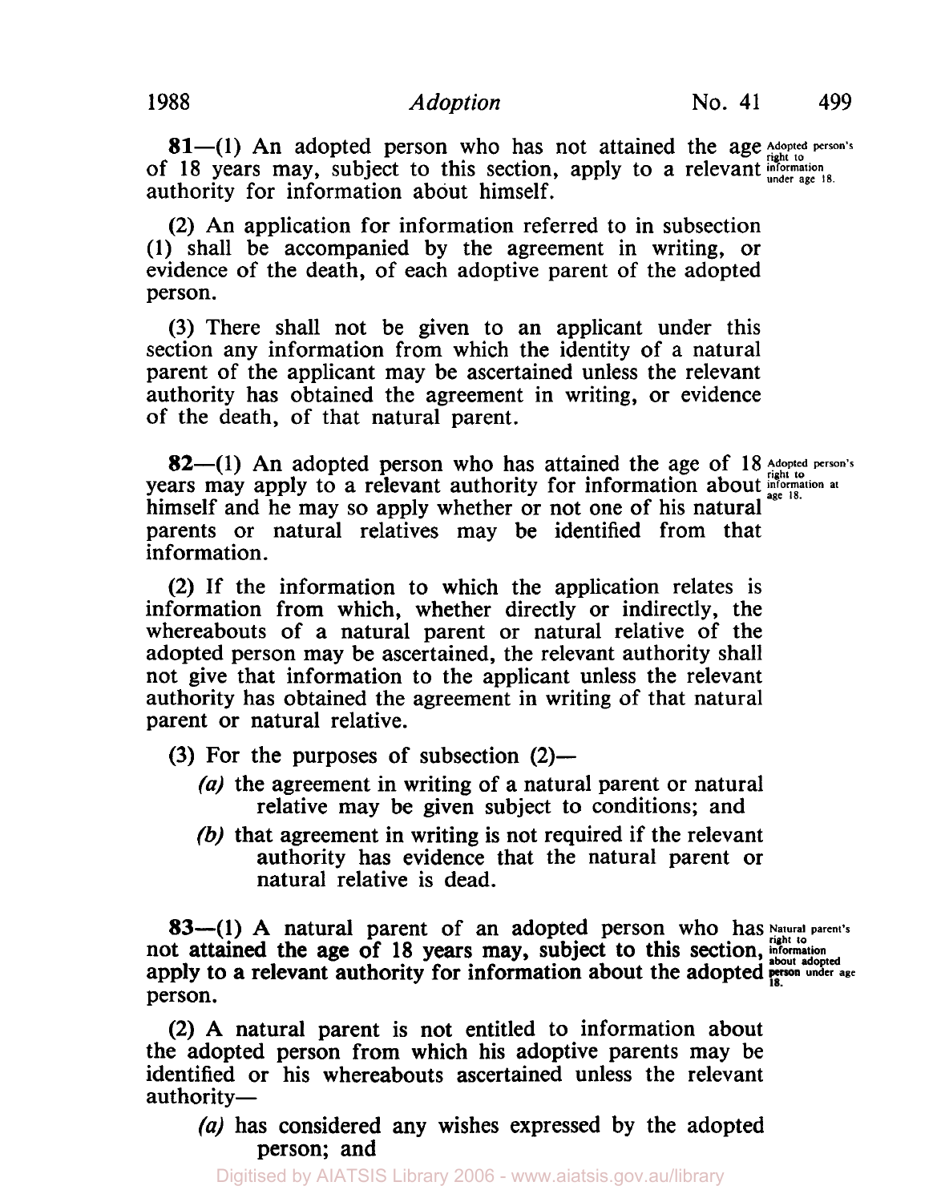**81**—(1) An adopted person who has not attained the age of 18 years may, subject to this section, apply to a relevant authority for information about himself.

Adopted person's right to information under age 18.

(2) An application for information referred to in subsection (1) shall be accompanied by the agreement in writing, or evidence of the death, of each adoptive parent of the adopted person.

(3) There shall not be given to an applicant under this section any information from which the identity of a natural parent of the applicant may be ascertained unless the relevant authority has obtained the agreement in writing, or evidence of the death, of that natural parent.

**82**—(1) An adopted person who has attained the age of 18 years may apply to a relevant authority for information about himself and he may so apply whether or not one of his natural parents or natural relatives may be identified from that information.

Adopted person's right to information at age 18.

(2) If the information to which the application relates is information from which, whether directly or indirectly, the whereabouts of a natural parent or natural relative of the adopted person may be ascertained, the relevant authority shall not give that information to the applicant unless the relevant authority has obtained the agreement in writing of that natural parent or natural relative.

(3) For the purposes of subsection (2)—

*(a)* the agreement in writing of a natural parent or natural relative may be given subject to conditions; and

*(b)* that agreement in writing is not required if the relevant authority has evidence that the natural parent or natural relative is dead.

**83**—(1) A natural parent of an adopted person who has not attained the age of 18 years may, subject to this section, apply to a relevant authority for information about the adopted person.

Natural parent's right to information about adopted person under age 18.

(2) A natural parent is not entitled to information about the adopted person from which his adoptive parents may be identified or his whereabouts ascertained unless the relevant authority—

*(a)* has considered any wishes expressed by the adopted person; and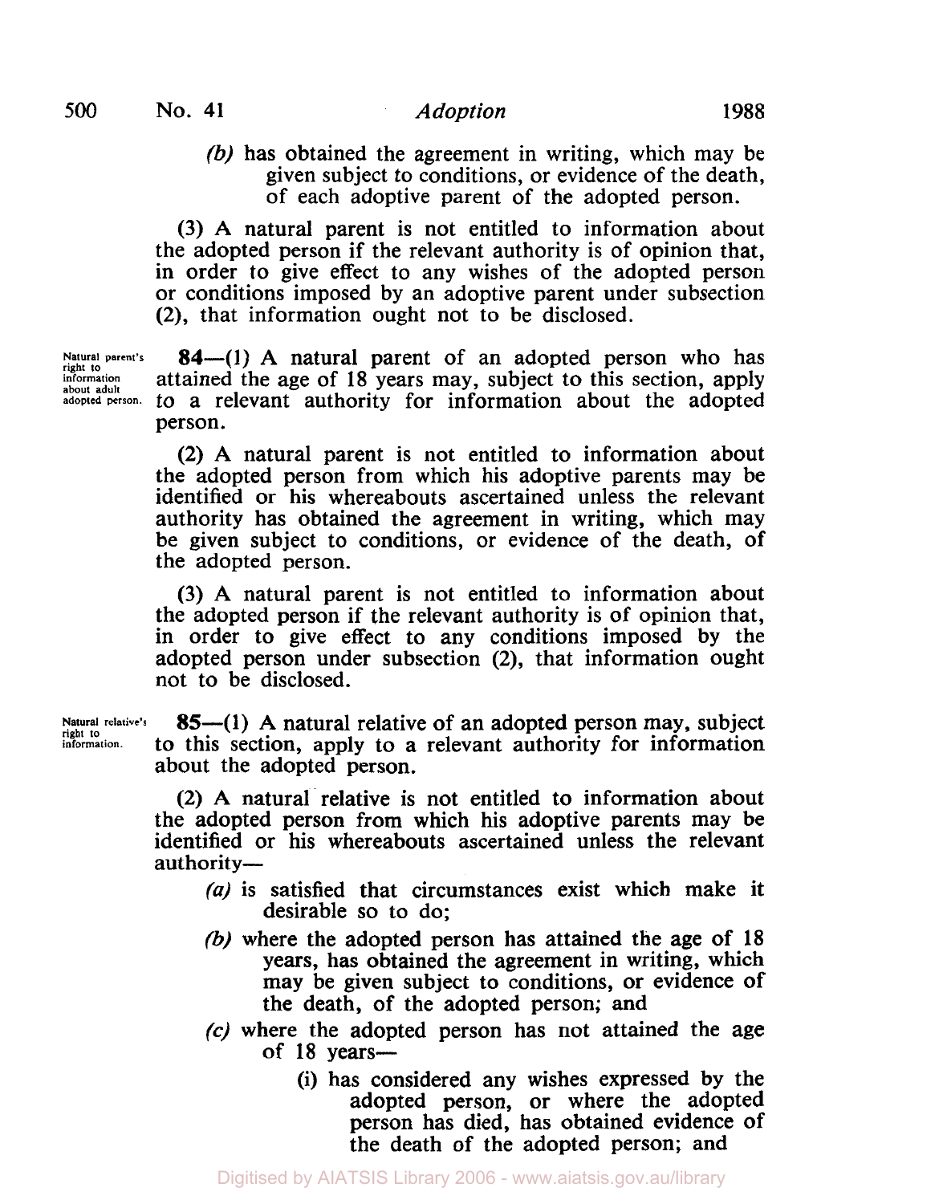*(b)* has obtained the agreement in writing, which may be given subject to conditions, or evidence of the death, of each adoptive parent of the adopted person.

(3) A natural parent is not entitled to information about the adopted person if the relevant authority is of opinion that, in order to give effect to any wishes of the adopted person or conditions imposed by an adoptive parent under subsection (2), that information ought not to be disclosed.

Natural parent's right to information about adult adopted person.

**84**—(1) A natural parent of an adopted person who has attained the age of 18 years may, subject to this section, apply to a relevant authority for information about the adopted person.

(2) A natural parent is not entitled to information about the adopted person from which his adoptive parents may be identified or his whereabouts ascertained unless the relevant authority has obtained the agreement in writing, which may be given subject to conditions, or evidence of the death, of the adopted person.

(3) A natural parent is not entitled to information about the adopted person if the relevant authority is of opinion that, in order to give effect to any conditions imposed by the adopted person under subsection (2), that information ought not to be disclosed.

Natural relative's right to information.

**85**—(1) A natural relative of an adopted person may, subject to this section, apply to a relevant authority for information about the adopted person.

(2) A natural relative is not entitled to information about the adopted person from which his adoptive parents may be identified or his whereabouts ascertained unless the relevant authority—

*(a)* is satisfied that circumstances exist which make it desirable so to do;

*(b)* where the adopted person has attained the age of 18 years, has obtained the agreement in writing, which may be given subject to conditions, or evidence of the death, of the adopted person; and

*(c)* where the adopted person has not attained the age of 18 years—

(i) has considered any wishes expressed by the adopted person, or where the adopted person has died, has obtained evidence of the death of the adopted person; and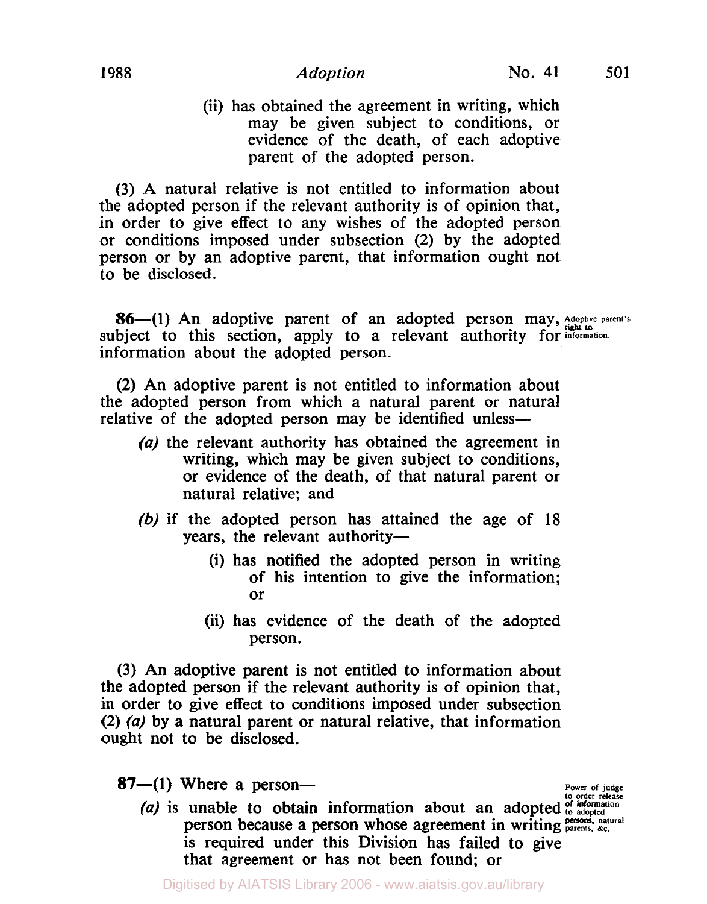(ii) has obtained the agreement in writing, which may be given subject to conditions, or evidence of the death, of each adoptive parent of the adopted person.

(3) A natural relative is not entitled to information about the adopted person if the relevant authority is of opinion that, in order to give effect to any wishes of the adopted person or conditions imposed under subsection (2) by the adopted person or by an adoptive parent, that information ought not to be disclosed.

Adoptive parent's right to information.

**86**—(1) An adoptive parent of an adopted person may, subject to this section, apply to a relevant authority for information about the adopted person.

(2) An adoptive parent is not entitled to information about the adopted person from which a natural parent or natural relative of the adopted person may be identified unless—

*(a)* the relevant authority has obtained the agreement in writing, which may be given subject to conditions, or evidence of the death, of that natural parent or natural relative; and

*(b)* if the adopted person has attained the age of 18 years, the relevant authority—

(i) has notified the adopted person in writing of his intention to give the information; or

(ii) has evidence of the death of the adopted person.

(3) An adoptive parent is not entitled to information about the adopted person if the relevant authority is of opinion that, in order to give effect to conditions imposed under subsection (2) *(a)* by a natural parent or natural relative, that information ought not to be disclosed.

Power of judge to order release of information to adopted persons, natural parents, &c.

**87**—(1) Where a person—

*(a)* is unable to obtain information about an adopted person because a person whose agreement in writing is required under this Division has failed to give that agreement or has not been found; or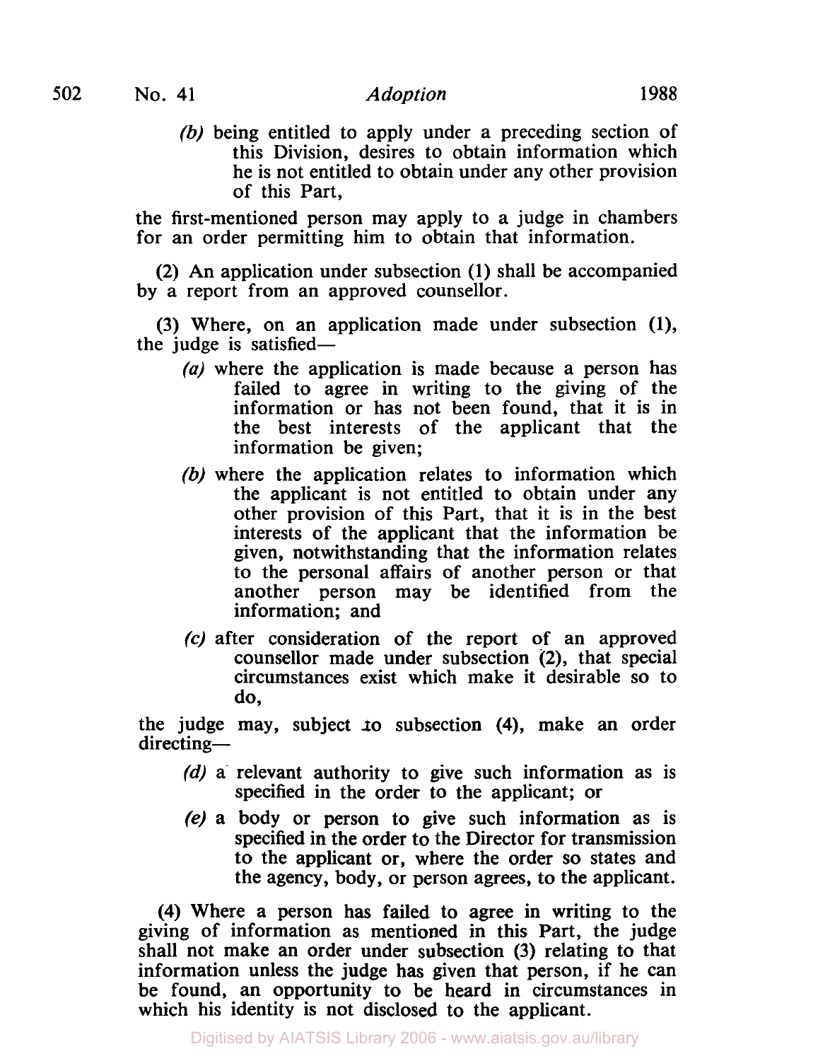*(b)* being entitled to apply under a preceding section of this Division, desires to obtain information which he is not entitled to obtain under any other provision of this Part,

the first-mentioned person may apply to a judge in chambers for an order permitting him to obtain that information.

(2) An application under subsection (1) shall be accompanied by a report from an approved counsellor.

(3) Where, on an application made under subsection (1), the judge is satisfied—

*(a)* where the application is made because a person has failed to agree in writing to the giving of the information or has not been found, that it is in the best interests of the applicant that the information be given;

*(b)* where the application relates to information which the applicant is not entitled to obtain under any other provision of this Part, that it is in the best interests of the applicant that the information be given, notwithstanding that the information relates to the personal affairs of another person or that another person may be identified from the information; and

*(c)* after consideration of the report of an approved counsellor made under subsection (2), that special circumstances exist which make it desirable so to do,

the judge may, subject to subsection (4), make an order directing—

*(d)* a relevant authority to give such information as is specified in the order to the applicant; or

*(e)* a body or person to give such information as is specified in the order to the Director for transmission to the applicant or, where the order so states and the agency, body, or person agrees, to the applicant.

(4) Where a person has failed to agree in writing to the giving of information as mentioned in this Part, the judge shall not make an order under subsection (3) relating to that information unless the judge has given that person, if he can be found, an opportunity to be heard in circumstances in which his identity is not disclosed to the applicant.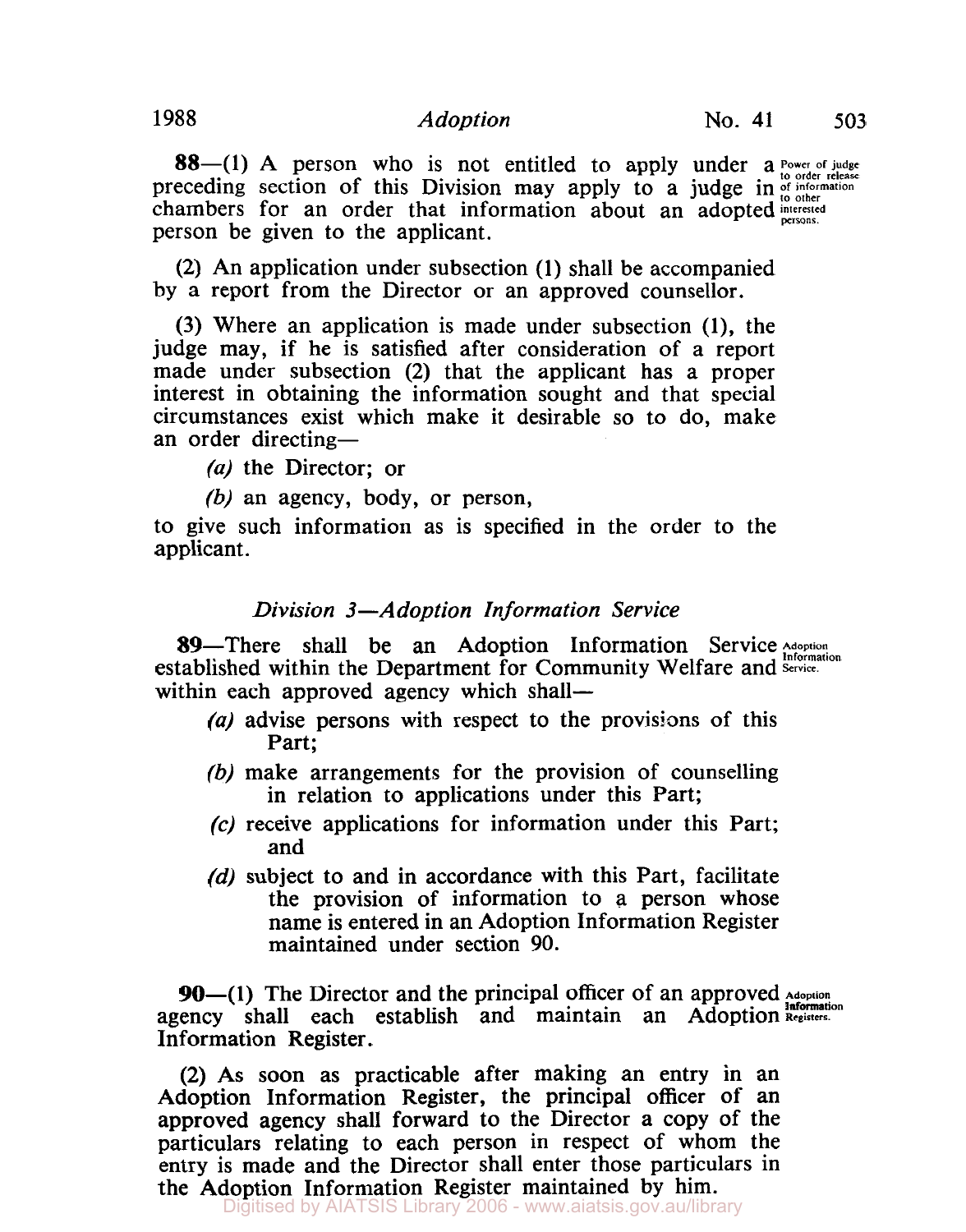**88**—(1) A person who is not entitled to apply under a preceding section of this Division may apply to a judge in chambers for an order that information about an adopted person be given to the applicant.

Power of judge to order release of information to other interested persons.

(2) An application under subsection (1) shall be accompanied by a report from the Director or an approved counsellor.

(3) Where an application is made under subsection (1), the judge may, if he is satisfied after consideration of a report made under subsection (2) that the applicant has a proper interest in obtaining the information sought and that special circumstances exist which make it desirable so to do, make an order directing—

*(a)* the Director; or

*(b)* an agency, body, or person,

to give such information as is specified in the order to the applicant.

### *Division 3—Adoption Information Service*

**89**—There shall be an Adoption Information Service established within the Department for Community Welfare and within each approved agency which shall—

Adoption Information Service.

*(a)* advise persons with respect to the provisions of this Part;

*(b)* make arrangements for the provision of counselling in relation to applications under this Part;

*(c)* receive applications for information under this Part; and

*(d)* subject to and in accordance with this Part, facilitate the provision of information to a person whose name is entered in an Adoption Information Register maintained under section 90.

**90**—(1) The Director and the principal officer of an approved agency shall each establish and maintain an Adoption Information Register.

Adoption Information Registers.

(2) As soon as practicable after making an entry in an Adoption Information Register, the principal officer of an approved agency shall forward to the Director a copy of the particulars relating to each person in respect of whom the entry is made and the Director shall enter those particulars in the Adoption Information Register maintained by him.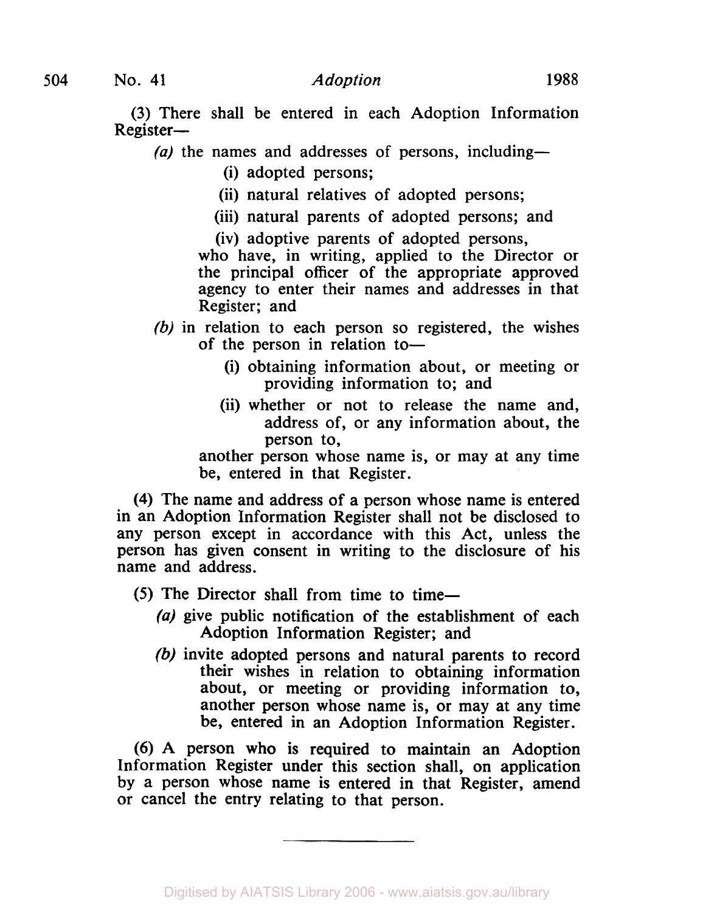(3) There shall be entered in each Adoption Information Register—

*(a)* the names and addresses of persons, including—

(i) adopted persons;

(ii) natural relatives of adopted persons;

(iii) natural parents of adopted persons; and

(iv) adoptive parents of adopted persons,

who have, in writing, applied to the Director or the principal officer of the appropriate approved agency to enter their names and addresses in that Register; and

*(b)* in relation to each person so registered, the wishes of the person in relation to—

(i) obtaining information about, or meeting or providing information to; and

(ii) whether or not to release the name and, address of, or any information about, the person to,

another person whose name is, or may at any time be, entered in that Register.

(4) The name and address of a person whose name is entered in an Adoption Information Register shall not be disclosed to any person except in accordance with this Act, unless the person has given consent in writing to the disclosure of his name and address.

(5) The Director shall from time to time—

*(a)* give public notification of the establishment of each Adoption Information Register; and

*(b)* invite adopted persons and natural parents to record their wishes in relation to obtaining information about, or meeting or providing information to, another person whose name is, or may at any time be, entered in an Adoption Information Register.

(6) A person who is required to maintain an Adoption Information Register under this section shall, on application by a person whose name is entered in that Register, amend or cancel the entry relating to that person.